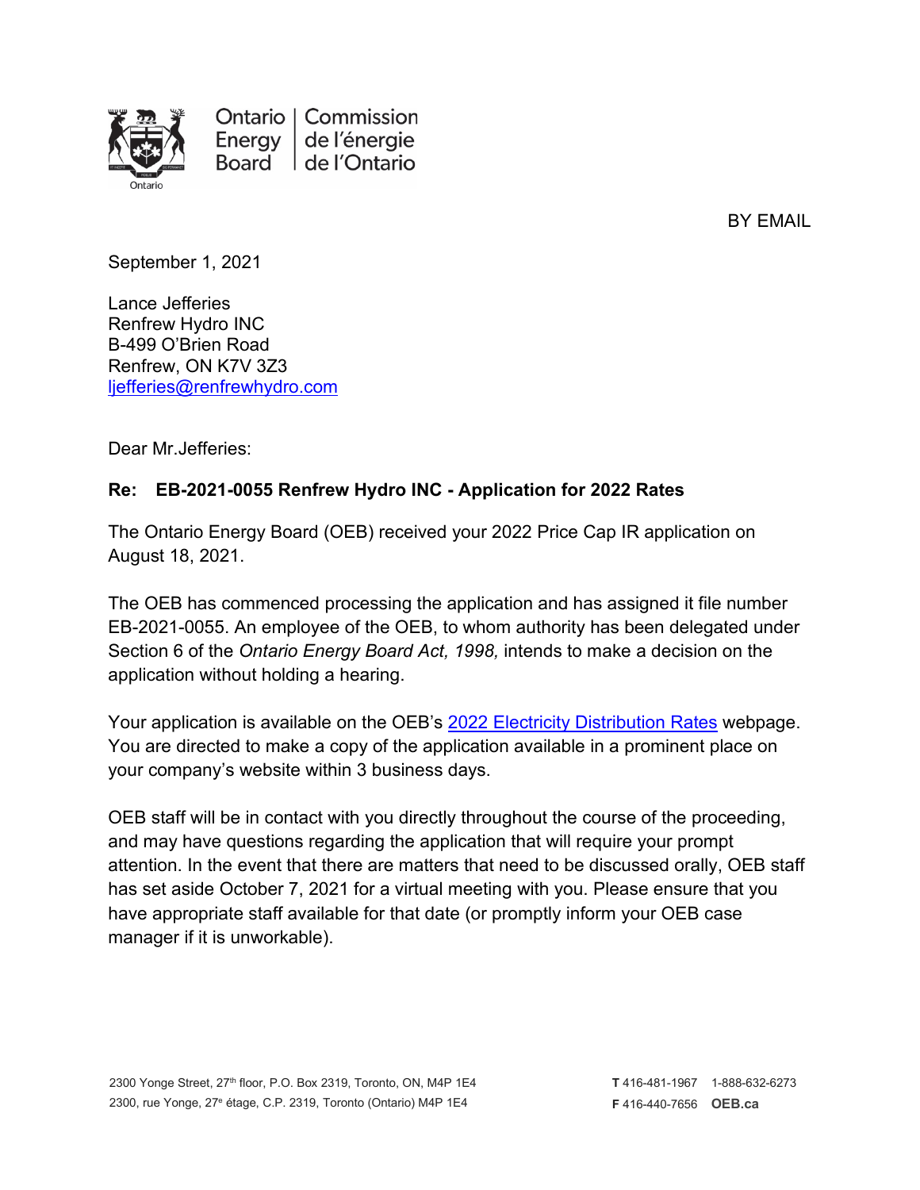Ontario Energy Board | Commission de l'énergie de l'Ontario

BY EMAIL

September 1, 2021

Lance Jefferies
Renfrew Hydro INC
B-499 O'Brien Road
Renfrew, ON K7V 3Z3
ljefferies@renfrewhydro.com

Dear Mr.Jefferies:

**Re: EB-2021-0055 Renfrew Hydro INC - Application for 2022 Rates**

The Ontario Energy Board (OEB) received your 2022 Price Cap IR application on August 18, 2021.

The OEB has commenced processing the application and has assigned it file number EB-2021-0055. An employee of the OEB, to whom authority has been delegated under Section 6 of the *Ontario Energy Board Act, 1998,* intends to make a decision on the application without holding a hearing.

Your application is available on the OEB's [2022 Electricity Distribution Rates](#) webpage. You are directed to make a copy of the application available in a prominent place on your company's website within 3 business days.

OEB staff will be in contact with you directly throughout the course of the proceeding, and may have questions regarding the application that will require your prompt attention. In the event that there are matters that need to be discussed orally, OEB staff has set aside October 7, 2021 for a virtual meeting with you. Please ensure that you have appropriate staff available for that date (or promptly inform your OEB case manager if it is unworkable).

2300 Yonge Street, 27th floor, P.O. Box 2319, Toronto, ON, M4P 1E4
2300, rue Yonge, 27e étage, C.P. 2319, Toronto (Ontario) M4P 1E4

**T** 416-481-1967 1-888-632-6273
**F** 416-440-7656 **OEB.ca**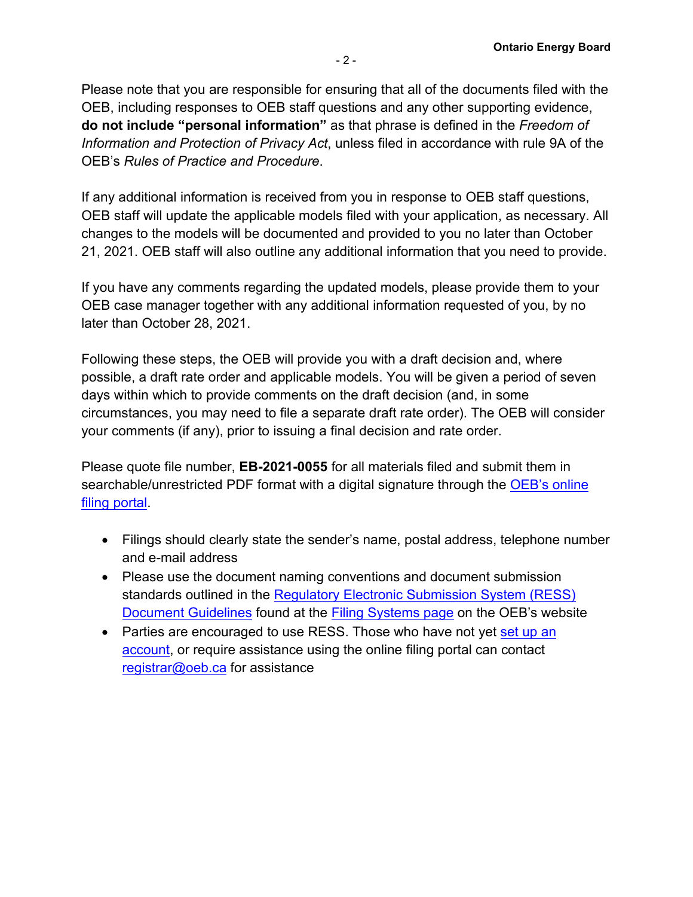Please note that you are responsible for ensuring that all of the documents filed with the OEB, including responses to OEB staff questions and any other supporting evidence, **do not include "personal information"** as that phrase is defined in the *Freedom of Information and Protection of Privacy Act*, unless filed in accordance with rule 9A of the OEB's *Rules of Practice and Procedure*.

If any additional information is received from you in response to OEB staff questions, OEB staff will update the applicable models filed with your application, as necessary. All changes to the models will be documented and provided to you no later than October 21, 2021. OEB staff will also outline any additional information that you need to provide.

If you have any comments regarding the updated models, please provide them to your OEB case manager together with any additional information requested of you, by no later than October 28, 2021.

Following these steps, the OEB will provide you with a draft decision and, where possible, a draft rate order and applicable models. You will be given a period of seven days within which to provide comments on the draft decision (and, in some circumstances, you may need to file a separate draft rate order). The OEB will consider your comments (if any), prior to issuing a final decision and rate order.

Please quote file number, **EB-2021-0055** for all materials filed and submit them in searchable/unrestricted PDF format with a digital signature through the OEB's online filing portal.

- Filings should clearly state the sender's name, postal address, telephone number and e-mail address
- Please use the document naming conventions and document submission standards outlined in the Regulatory Electronic Submission System (RESS) Document Guidelines found at the Filing Systems page on the OEB's website
- Parties are encouraged to use RESS. Those who have not yet set up an account, or require assistance using the online filing portal can contact registrar@oeb.ca for assistance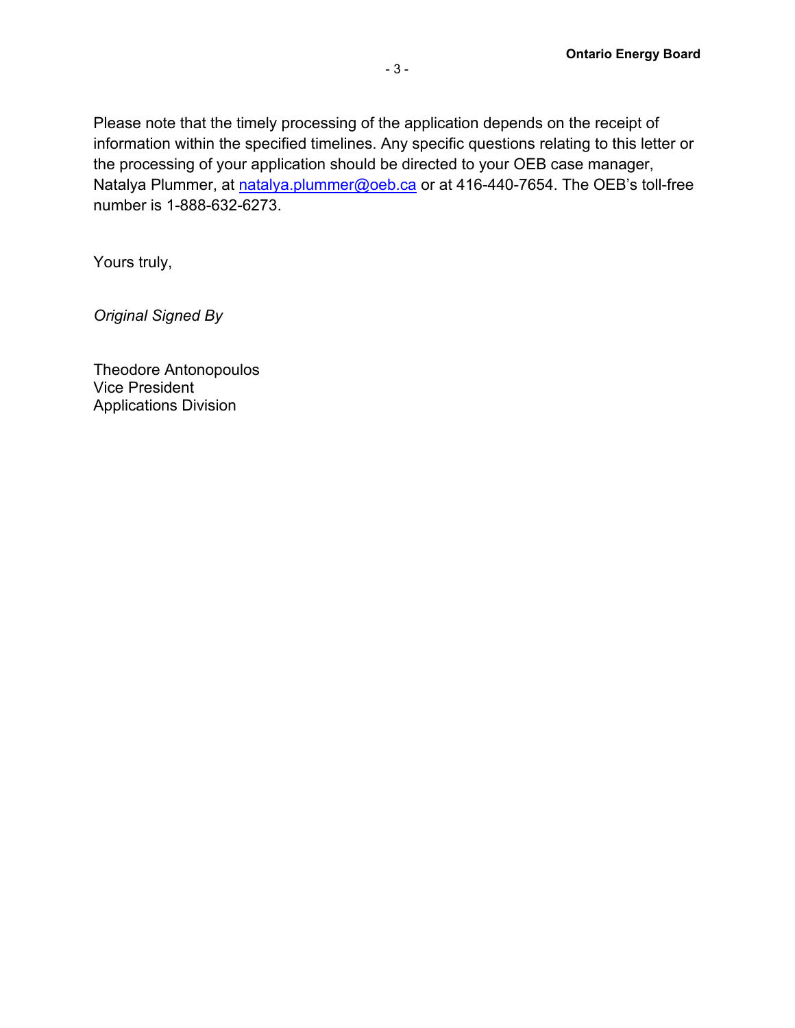Please note that the timely processing of the application depends on the receipt of information within the specified timelines. Any specific questions relating to this letter or the processing of your application should be directed to your OEB case manager, Natalya Plummer, at natalya.plummer@oeb.ca or at 416-440-7654. The OEB's toll-free number is 1-888-632-6273.

Yours truly,

*Original Signed By*

Theodore Antonopoulos
Vice President
Applications Division